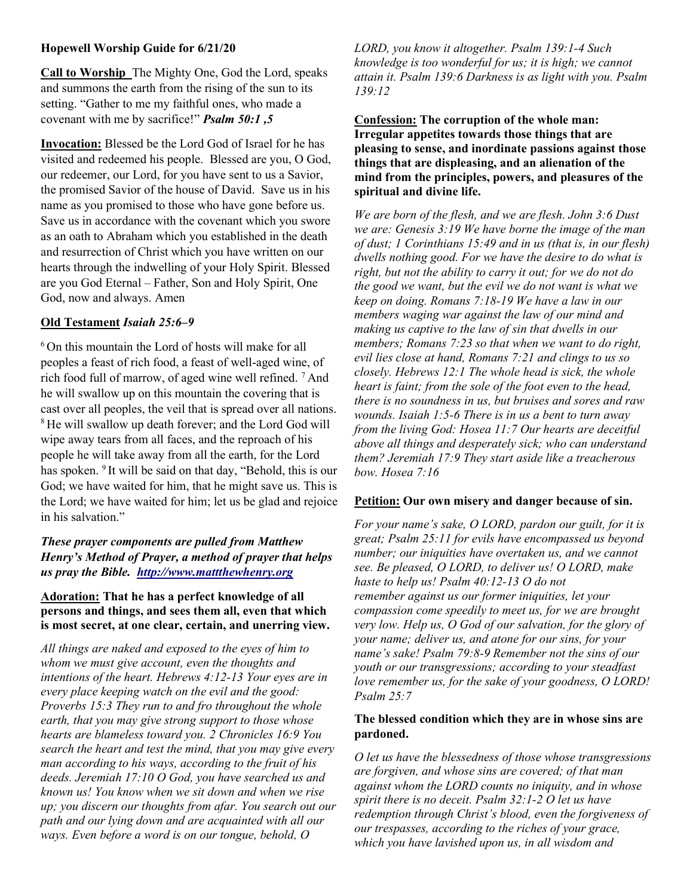**Hopewell Worship Guide for 6/21/20**

**Call to Worship** The Mighty One, God the Lord, speaks and summons the earth from the rising of the sun to its setting. "Gather to me my faithful ones, who made a covenant with me by sacrifice!" ***Psalm 50:1 ,5***

**Invocation:** Blessed be the Lord God of Israel for he has visited and redeemed his people. Blessed are you, O God, our redeemer, our Lord, for you have sent to us a Savior, the promised Savior of the house of David. Save us in his name as you promised to those who have gone before us. Save us in accordance with the covenant which you swore as an oath to Abraham which you established in the death and resurrection of Christ which you have written on our hearts through the indwelling of your Holy Spirit. Blessed are you God Eternal – Father, Son and Holy Spirit, One God, now and always. Amen

**Old Testament** ***Isaiah 25:6–9***

[6] On this mountain the Lord of hosts will make for all peoples a feast of rich food, a feast of well-aged wine, of rich food full of marrow, of aged wine well refined. [7] And he will swallow up on this mountain the covering that is cast over all peoples, the veil that is spread over all nations. [8] He will swallow up death forever; and the Lord God will wipe away tears from all faces, and the reproach of his people he will take away from all the earth, for the Lord has spoken. [9] It will be said on that day, "Behold, this is our God; we have waited for him, that he might save us. This is the Lord; we have waited for him; let us be glad and rejoice in his salvation."

***These prayer components are pulled from Matthew Henry's Method of Prayer, a method of prayer that helps us pray the Bible. [http://www.mattthewhenry.org](http://www.mattthewhenry.org)***

**Adoration: That he has a perfect knowledge of all persons and things, and sees them all, even that which is most secret, at one clear, certain, and unerring view.**

*All things are naked and exposed to the eyes of him to whom we must give account, even the thoughts and intentions of the heart. Hebrews 4:12-13 Your eyes are in every place keeping watch on the evil and the good: Proverbs 15:3 They run to and fro throughout the whole earth, that you may give strong support to those whose hearts are blameless toward you. 2 Chronicles 16:9 You search the heart and test the mind, that you may give every man according to his ways, according to the fruit of his deeds. Jeremiah 17:10 O God, you have searched us and known us! You know when we sit down and when we rise up; you discern our thoughts from afar. You search out our path and our lying down and are acquainted with all our ways. Even before a word is on our tongue, behold, O LORD, you know it altogether. Psalm 139:1-4 Such knowledge is too wonderful for us; it is high; we cannot attain it. Psalm 139:6 Darkness is as light with you. Psalm 139:12*

**Confession: The corruption of the whole man: Irregular appetites towards those things that are pleasing to sense, and inordinate passions against those things that are displeasing, and an alienation of the mind from the principles, powers, and pleasures of the spiritual and divine life.**

*We are born of the flesh, and we are flesh. John 3:6 Dust we are: Genesis 3:19 We have borne the image of the man of dust; 1 Corinthians 15:49 and in us (that is, in our flesh) dwells nothing good. For we have the desire to do what is right, but not the ability to carry it out; for we do not do the good we want, but the evil we do not want is what we keep on doing. Romans 7:18-19 We have a law in our members waging war against the law of our mind and making us captive to the law of sin that dwells in our members; Romans 7:23 so that when we want to do right, evil lies close at hand, Romans 7:21 and clings to us so closely. Hebrews 12:1 The whole head is sick, the whole heart is faint; from the sole of the foot even to the head, there is no soundness in us, but bruises and sores and raw wounds. Isaiah 1:5-6 There is in us a bent to turn away from the living God: Hosea 11:7 Our hearts are deceitful above all things and desperately sick; who can understand them? Jeremiah 17:9 They start aside like a treacherous bow. Hosea 7:16*

**Petition: Our own misery and danger because of sin.**

*For your name's sake, O LORD, pardon our guilt, for it is great; Psalm 25:11 for evils have encompassed us beyond number; our iniquities have overtaken us, and we cannot see. Be pleased, O LORD, to deliver us! O LORD, make haste to help us! Psalm 40:12-13 O do not remember against us our former iniquities, let your compassion come speedily to meet us, for we are brought very low. Help us, O God of our salvation, for the glory of your name; deliver us, and atone for our sins, for your name's sake! Psalm 79:8-9 Remember not the sins of our youth or our transgressions; according to your steadfast love remember us, for the sake of your goodness, O LORD! Psalm 25:7*

**The blessed condition which they are in whose sins are pardoned.**

*O let us have the blessedness of those whose transgressions are forgiven, and whose sins are covered; of that man against whom the LORD counts no iniquity, and in whose spirit there is no deceit. Psalm 32:1-2 O let us have redemption through Christ's blood, even the forgiveness of our trespasses, according to the riches of your grace, which you have lavished upon us, in all wisdom and*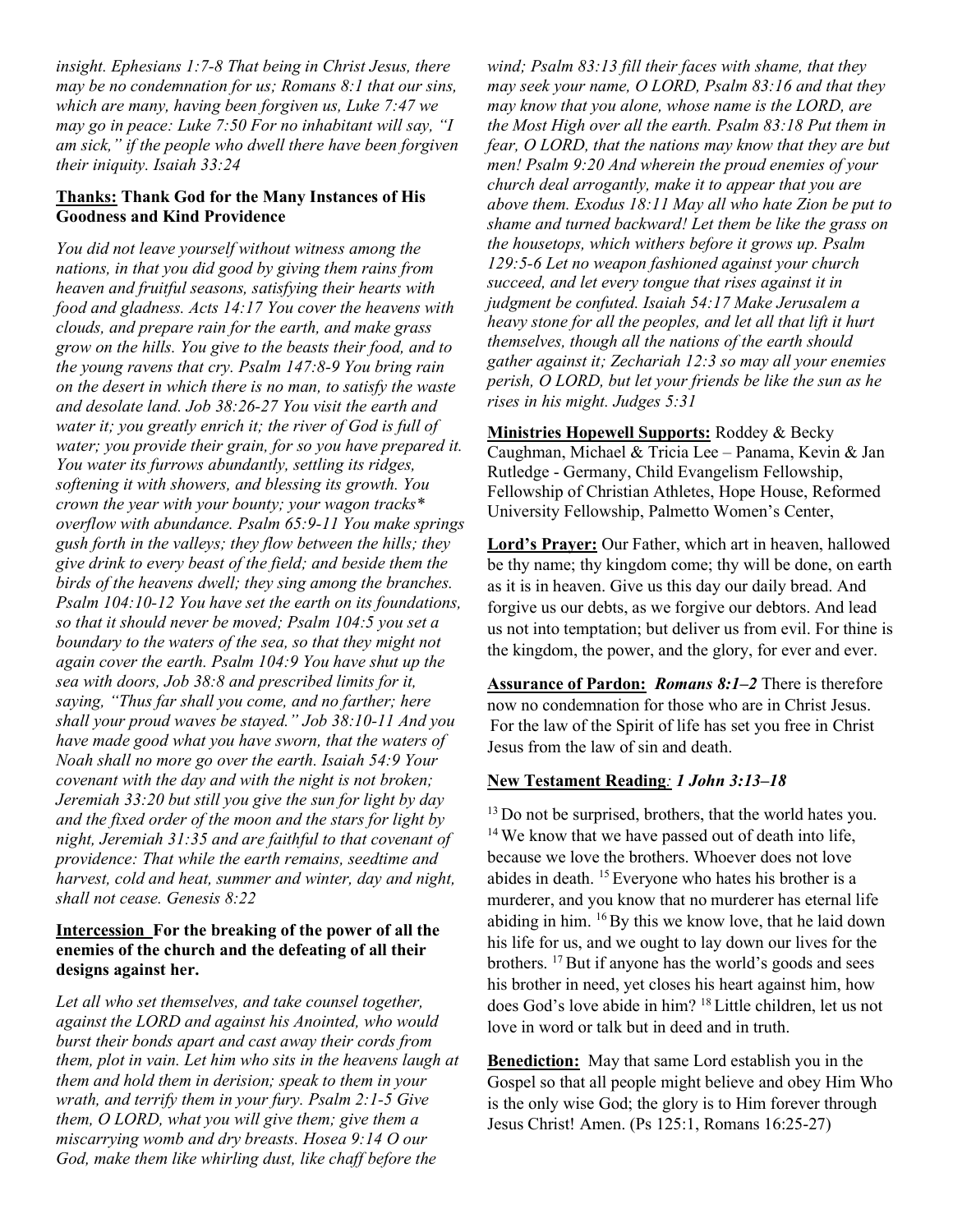*insight. Ephesians 1:7-8 That being in Christ Jesus, there may be no condemnation for us; Romans 8:1 that our sins, which are many, having been forgiven us, Luke 7:47 we may go in peace: Luke 7:50 For no inhabitant will say, "I am sick," if the people who dwell there have been forgiven their iniquity. Isaiah 33:24*

**Thanks: Thank God for the Many Instances of His Goodness and Kind Providence**

*You did not leave yourself without witness among the nations, in that you did good by giving them rains from heaven and fruitful seasons, satisfying their hearts with food and gladness. Acts 14:17 You cover the heavens with clouds, and prepare rain for the earth, and make grass grow on the hills. You give to the beasts their food, and to the young ravens that cry. Psalm 147:8-9 You bring rain on the desert in which there is no man, to satisfy the waste and desolate land. Job 38:26-27 You visit the earth and water it; you greatly enrich it; the river of God is full of water; you provide their grain, for so you have prepared it. You water its furrows abundantly, settling its ridges, softening it with showers, and blessing its growth. You crown the year with your bounty; your wagon tracks* overflow with abundance. Psalm 65:9-11 You make springs gush forth in the valleys; they flow between the hills; they give drink to every beast of the field; and beside them the birds of the heavens dwell; they sing among the branches. Psalm 104:10-12 You have set the earth on its foundations, so that it should never be moved; Psalm 104:5 you set a boundary to the waters of the sea, so that they might not again cover the earth. Psalm 104:9 You have shut up the sea with doors, Job 38:8 and prescribed limits for it, saying, "Thus far shall you come, and no farther; here shall your proud waves be stayed." Job 38:10-11 And you have made good what you have sworn, that the waters of Noah shall no more go over the earth. Isaiah 54:9 Your covenant with the day and with the night is not broken; Jeremiah 33:20 but still you give the sun for light by day and the fixed order of the moon and the stars for light by night, Jeremiah 31:35 and are faithful to that covenant of providence: That while the earth remains, seedtime and harvest, cold and heat, summer and winter, day and night, shall not cease. Genesis 8:22*

**Intercession For the breaking of the power of all the enemies of the church and the defeating of all their designs against her.**

*Let all who set themselves, and take counsel together, against the LORD and against his Anointed, who would burst their bonds apart and cast away their cords from them, plot in vain. Let him who sits in the heavens laugh at them and hold them in derision; speak to them in your wrath, and terrify them in your fury. Psalm 2:1-5 Give them, O LORD, what you will give them; give them a miscarrying womb and dry breasts. Hosea 9:14 O our God, make them like whirling dust, like chaff before the wind; Psalm 83:13 fill their faces with shame, that they may seek your name, O LORD, Psalm 83:16 and that they may know that you alone, whose name is the LORD, are the Most High over all the earth. Psalm 83:18 Put them in fear, O LORD, that the nations may know that they are but men! Psalm 9:20 And wherein the proud enemies of your church deal arrogantly, make it to appear that you are above them. Exodus 18:11 May all who hate Zion be put to shame and turned backward! Let them be like the grass on the housetops, which withers before it grows up. Psalm 129:5-6 Let no weapon fashioned against your church succeed, and let every tongue that rises against it in judgment be confuted. Isaiah 54:17 Make Jerusalem a heavy stone for all the peoples, and let all that lift it hurt themselves, though all the nations of the earth should gather against it; Zechariah 12:3 so may all your enemies perish, O LORD, but let your friends be like the sun as he rises in his might. Judges 5:31*

**Ministries Hopewell Supports:** Roddey & Becky Caughman, Michael & Tricia Lee – Panama, Kevin & Jan Rutledge - Germany, Child Evangelism Fellowship, Fellowship of Christian Athletes, Hope House, Reformed University Fellowship, Palmetto Women's Center,

**Lord's Prayer:** Our Father, which art in heaven, hallowed be thy name; thy kingdom come; thy will be done, on earth as it is in heaven. Give us this day our daily bread. And forgive us our debts, as we forgive our debtors. And lead us not into temptation; but deliver us from evil. For thine is the kingdom, the power, and the glory, for ever and ever.

**Assurance of Pardon:** ***Romans 8:1–2*** There is therefore now no condemnation for those who are in Christ Jesus. For the law of the Spirit of life has set you free in Christ Jesus from the law of sin and death.

**New Testament Reading*: 1 John 3:13–18***

[13] Do not be surprised, brothers, that the world hates you. [14] We know that we have passed out of death into life, because we love the brothers. Whoever does not love abides in death. [15] Everyone who hates his brother is a murderer, and you know that no murderer has eternal life abiding in him. [16] By this we know love, that he laid down his life for us, and we ought to lay down our lives for the brothers. [17] But if anyone has the world's goods and sees his brother in need, yet closes his heart against him, how does God's love abide in him? [18] Little children, let us not love in word or talk but in deed and in truth.

**Benediction:** May that same Lord establish you in the Gospel so that all people might believe and obey Him Who is the only wise God; the glory is to Him forever through Jesus Christ! Amen. (Ps 125:1, Romans 16:25-27)